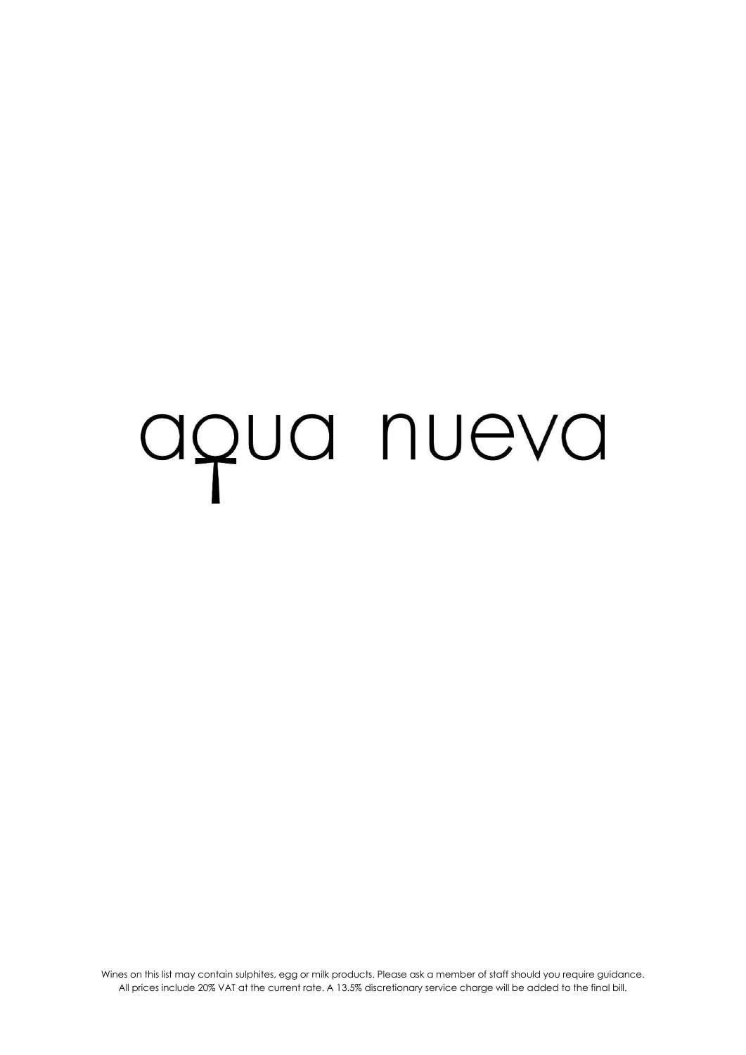# aqua nueva

Wines on this list may contain sulphites, egg or milk products. Please ask a member of staff should you require guidance.
All prices include 20% VAT at the current rate. A 13.5% discretionary service charge will be added to the final bill.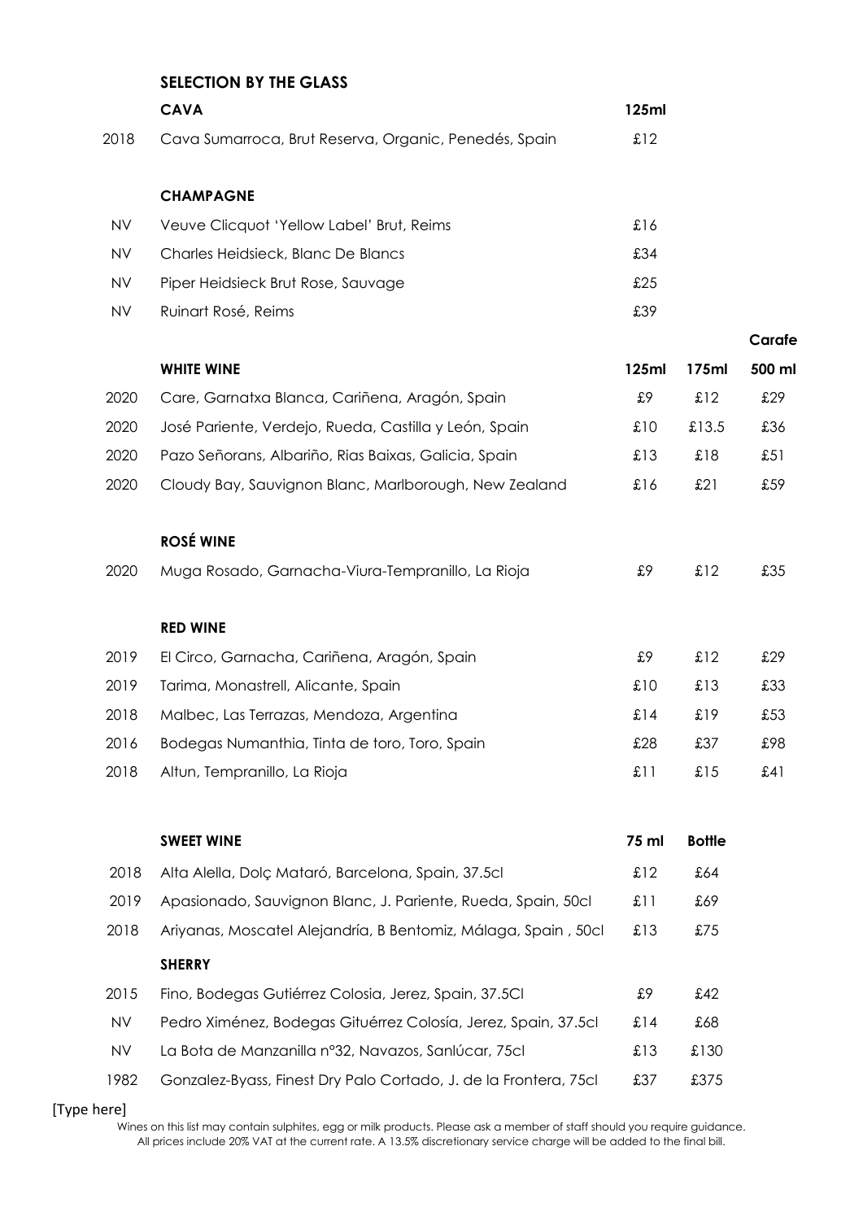## SELECTION BY THE GLASS

| | CAVA | 125ml | | |
|---|---|---|---|---|
| 2018 | Cava Sumarroca, Brut Reserva, Organic, Penedés, Spain | £12 | | |
| | **CHAMPAGNE** | | | |
| NV | Veuve Clicquot 'Yellow Label' Brut, Reims | £16 | | |
| NV | Charles Heidsieck, Blanc De Blancs | £34 | | |
| NV | Piper Heidsieck Brut Rose, Sauvage | £25 | | |
| NV | Ruinart Rosé, Reims | £39 | | |
| | | | | **Carafe** |
| | **WHITE WINE** | **125ml** | **175ml** | **500 ml** |
| 2020 | Care, Garnatxa Blanca, Cariñena, Aragón, Spain | £9 | £12 | £29 |
| 2020 | José Pariente, Verdejo, Rueda, Castilla y León, Spain | £10 | £13.5 | £36 |
| 2020 | Pazo Señorans, Albariño, Rias Baixas, Galicia, Spain | £13 | £18 | £51 |
| 2020 | Cloudy Bay, Sauvignon Blanc, Marlborough, New Zealand | £16 | £21 | £59 |
| | **ROSÉ WINE** | | | |
| 2020 | Muga Rosado, Garnacha-Viura-Tempranillo, La Rioja | £9 | £12 | £35 |
| | **RED WINE** | | | |
| 2019 | El Circo, Garnacha, Cariñena, Aragón, Spain | £9 | £12 | £29 |
| 2019 | Tarima, Monastrell, Alicante, Spain | £10 | £13 | £33 |
| 2018 | Malbec, Las Terrazas, Mendoza, Argentina | £14 | £19 | £53 |
| 2016 | Bodegas Numanthia, Tinta de toro, Toro, Spain | £28 | £37 | £98 |
| 2018 | Altun, Tempranillo, La Rioja | £11 | £15 | £41 |

| | SWEET WINE | 75 ml | Bottle |
|---|---|---|---|
| 2018 | Alta Alella, Dolç Mataró, Barcelona, Spain, 37.5cl | £12 | £64 |
| 2019 | Apasionado, Sauvignon Blanc, J. Pariente, Rueda, Spain, 50cl | £11 | £69 |
| 2018 | Ariyanas, Moscatel Alejandría, B Bentomiz, Málaga, Spain , 50cl | £13 | £75 |
| | **SHERRY** | | |
| 2015 | Fino, Bodegas Gutiérrez Colosia, Jerez, Spain, 37.5Cl | £9 | £42 |
| NV | Pedro Ximénez, Bodegas Gituérrez Colosía, Jerez, Spain, 37.5cl | £14 | £68 |
| NV | La Bota de Manzanilla nº32, Navazos, Sanlúcar, 75cl | £13 | £130 |
| 1982 | Gonzalez-Byass, Finest Dry Palo Cortado, J. de la Frontera, 75cl | £37 | £375 |

[Type here]

Wines on this list may contain sulphites, egg or milk products. Please ask a member of staff should you require guidance. All prices include 20% VAT at the current rate. A 13.5% discretionary service charge will be added to the final bill.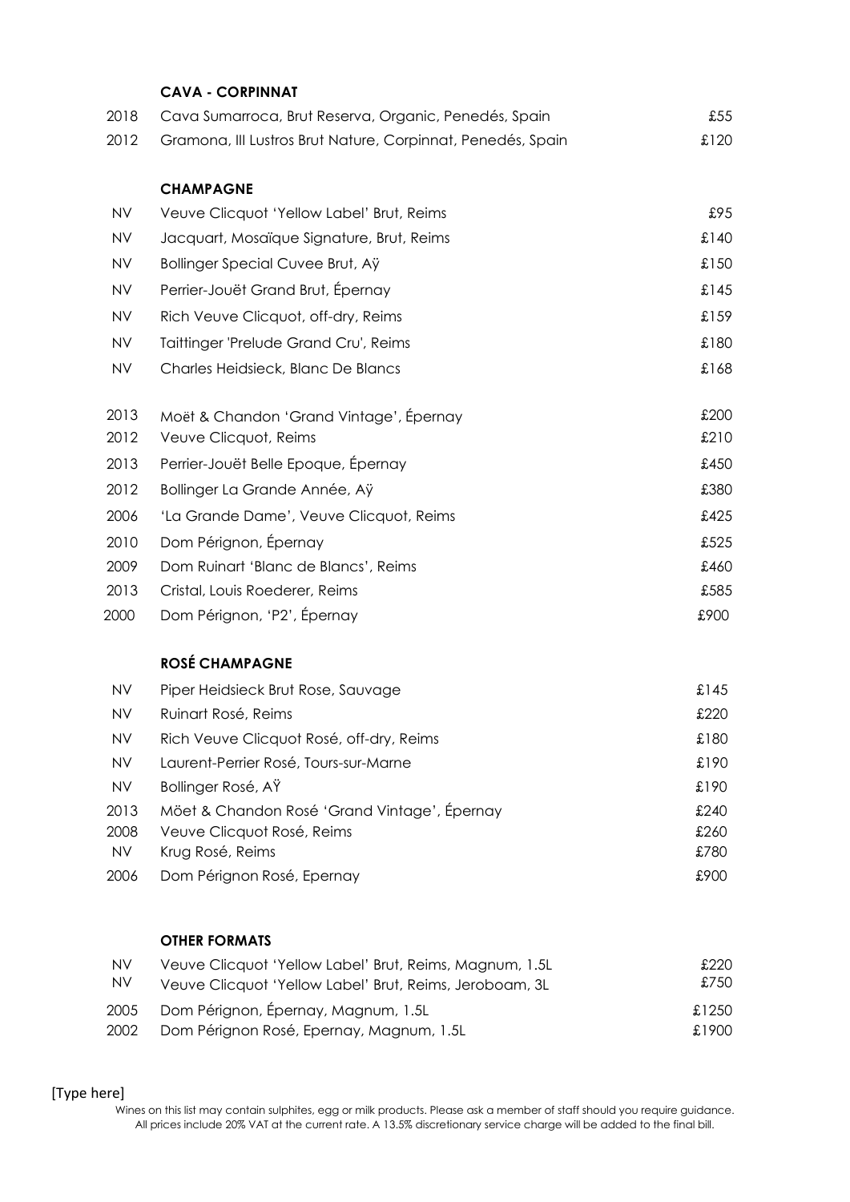### CAVA - CORPINNAT

| | | |
|---|---|---|
| 2018 | Cava Sumarroca, Brut Reserva, Organic, Penedés, Spain | £55 |
| 2012 | Gramona, III Lustros Brut Nature, Corpinnat, Penedés, Spain | £120 |

### CHAMPAGNE

| | | |
|---|---|---|
| NV | Veuve Clicquot 'Yellow Label' Brut, Reims | £95 |
| NV | Jacquart, Mosaïque Signature, Brut, Reims | £140 |
| NV | Bollinger Special Cuvee Brut, Aÿ | £150 |
| NV | Perrier-Jouët Grand Brut, Épernay | £145 |
| NV | Rich Veuve Clicquot, off-dry, Reims | £159 |
| NV | Taittinger 'Prelude Grand Cru', Reims | £180 |
| NV | Charles Heidsieck, Blanc De Blancs | £168 |
| 2013 | Moët & Chandon 'Grand Vintage', Épernay | £200 |
| 2012 | Veuve Clicquot, Reims | £210 |
| 2013 | Perrier-Jouët Belle Epoque, Épernay | £450 |
| 2012 | Bollinger La Grande Année, Aÿ | £380 |
| 2006 | 'La Grande Dame', Veuve Clicquot, Reims | £425 |
| 2010 | Dom Pérignon, Épernay | £525 |
| 2009 | Dom Ruinart 'Blanc de Blancs', Reims | £460 |
| 2013 | Cristal, Louis Roederer, Reims | £585 |
| 2000 | Dom Pérignon, 'P2', Épernay | £900 |

### ROSÉ CHAMPAGNE

| | | |
|---|---|---|
| NV | Piper Heidsieck Brut Rose, Sauvage | £145 |
| NV | Ruinart Rosé, Reims | £220 |
| NV | Rich Veuve Clicquot Rosé, off-dry, Reims | £180 |
| NV | Laurent-Perrier Rosé, Tours-sur-Marne | £190 |
| NV | Bollinger Rosé, AŸ | £190 |
| 2013 | Möet & Chandon Rosé 'Grand Vintage', Épernay | £240 |
| 2008 | Veuve Clicquot Rosé, Reims | £260 |
| NV | Krug Rosé, Reims | £780 |
| 2006 | Dom Pérignon Rosé, Epernay | £900 |

### OTHER FORMATS

| | | |
|---|---|---|
| NV | Veuve Clicquot 'Yellow Label' Brut, Reims, Magnum, 1.5L | £220 |
| NV | Veuve Clicquot 'Yellow Label' Brut, Reims, Jeroboam, 3L | £750 |
| 2005 | Dom Pérignon, Épernay, Magnum, 1.5L | £1250 |
| 2002 | Dom Pérignon Rosé, Epernay, Magnum, 1.5L | £1900 |

[Type here]

Wines on this list may contain sulphites, egg or milk products. Please ask a member of staff should you require guidance.
All prices include 20% VAT at the current rate. A 13.5% discretionary service charge will be added to the final bill.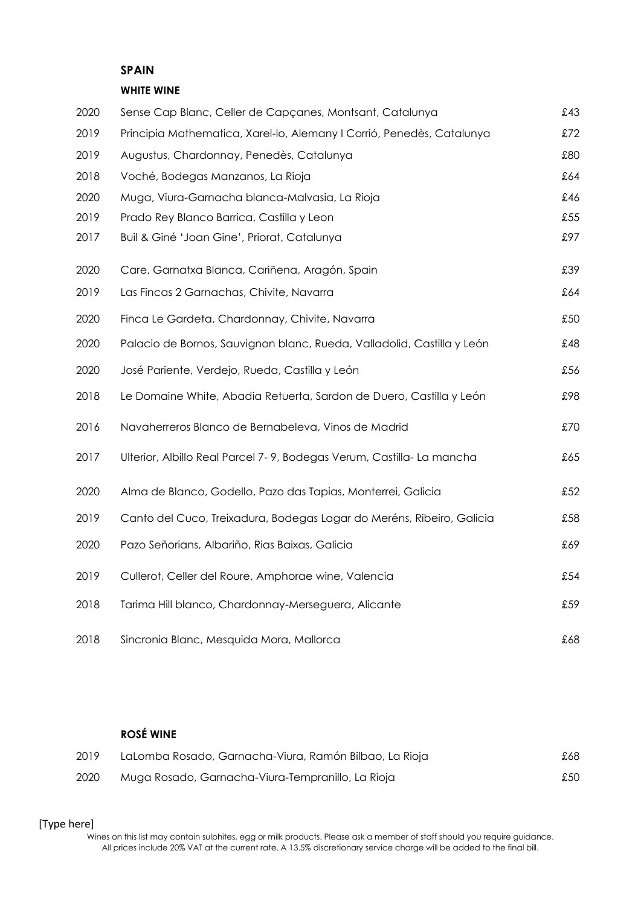# SPAIN

## WHITE WINE

| Vintage | Wine | Price |
|---|---|---|
| 2020 | Sense Cap Blanc, Celler de Capçanes, Montsant, Catalunya | £43 |
| 2019 | Principia Mathematica, Xarel-lo, Alemany I Corrió, Penedès, Catalunya | £72 |
| 2019 | Augustus, Chardonnay, Penedès, Catalunya | £80 |
| 2018 | Voché, Bodegas Manzanos, La Rioja | £64 |
| 2020 | Muga, Viura-Garnacha blanca-Malvasia, La Rioja | £46 |
| 2019 | Prado Rey Blanco Barrica, Castilla y Leon | £55 |
| 2017 | Buil & Giné 'Joan Gine', Priorat, Catalunya | £97 |
| 2020 | Care, Garnatxa Blanca, Cariñena, Aragón, Spain | £39 |
| 2019 | Las Fincas 2 Garnachas, Chivite, Navarra | £64 |
| 2020 | Finca Le Gardeta, Chardonnay, Chivite, Navarra | £50 |
| 2020 | Palacio de Bornos, Sauvignon blanc, Rueda, Valladolid, Castilla y León | £48 |
| 2020 | José Pariente, Verdejo, Rueda, Castilla y León | £56 |
| 2018 | Le Domaine White, Abadia Retuerta, Sardon de Duero, Castilla y León | £98 |
| 2016 | Navaherreros Blanco de Bernabeleva, Vinos de Madrid | £70 |
| 2017 | Ulterior, Albillo Real Parcel 7- 9, Bodegas Verum, Castilla- La mancha | £65 |
| 2020 | Alma de Blanco, Godello, Pazo das Tapias, Monterrei, Galicia | £52 |
| 2019 | Canto del Cuco, Treixadura, Bodegas Lagar do Meréns, Ribeiro, Galicia | £58 |
| 2020 | Pazo Señorians, Albariño, Rias Baixas, Galicia | £69 |
| 2019 | Cullerot, Celler del Roure, Amphorae wine, Valencia | £54 |
| 2018 | Tarima Hill blanco, Chardonnay-Merseguera, Alicante | £59 |
| 2018 | Sincronia Blanc, Mesquida Mora, Mallorca | £68 |

## ROSÉ WINE

| Vintage | Wine | Price |
|---|---|---|
| 2019 | LaLomba Rosado, Garnacha-Viura, Ramón Bilbao, La Rioja | £68 |
| 2020 | Muga Rosado, Garnacha-Viura-Tempranillo, La Rioja | £50 |

Wines on this list may contain sulphites, egg or milk products. Please ask a member of staff should you require guidance.
All prices include 20% VAT at the current rate. A 13.5% discretionary service charge will be added to the final bill.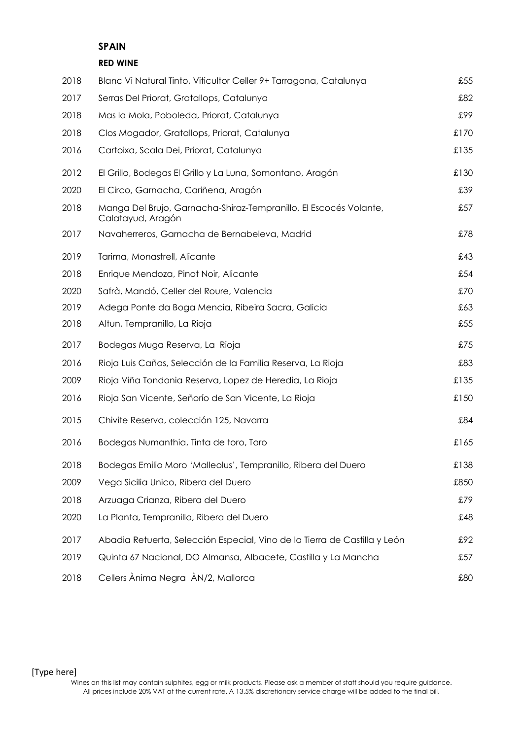## SPAIN

### RED WINE

| | | |
|---|---|---|
| 2018 | Blanc Vi Natural Tinto, Viticultor Celler 9+ Tarragona, Catalunya | £55 |
| 2017 | Serras Del Priorat, Gratallops, Catalunya | £82 |
| 2018 | Mas la Mola, Poboleda, Priorat, Catalunya | £99 |
| 2018 | Clos Mogador, Gratallops, Priorat, Catalunya | £170 |
| 2016 | Cartoixa, Scala Dei, Priorat, Catalunya | £135 |
| 2012 | El Grillo, Bodegas El Grillo y La Luna, Somontano, Aragón | £130 |
| 2020 | El Circo, Garnacha, Cariñena, Aragón | £39 |
| 2018 | Manga Del Brujo, Garnacha-Shiraz-Tempranillo, El Escocés Volante, Calatayud, Aragón | £57 |
| 2017 | Navaherreros, Garnacha de Bernabeleva, Madrid | £78 |
| 2019 | Tarima, Monastrell, Alicante | £43 |
| 2018 | Enrique Mendoza, Pinot Noir, Alicante | £54 |
| 2020 | Safrà, Mandó, Celler del Roure, Valencia | £70 |
| 2019 | Adega Ponte da Boga Mencia, Ribeira Sacra, Galicia | £63 |
| 2018 | Altun, Tempranillo, La Rioja | £55 |
| 2017 | Bodegas Muga Reserva, La Rioja | £75 |
| 2016 | Rioja Luis Cañas, Selección de la Familia Reserva, La Rioja | £83 |
| 2009 | Rioja Viña Tondonia Reserva, Lopez de Heredia, La Rioja | £135 |
| 2016 | Rioja San Vicente, Señorío de San Vicente, La Rioja | £150 |
| 2015 | Chivite Reserva, colección 125, Navarra | £84 |
| 2016 | Bodegas Numanthia, Tinta de toro, Toro | £165 |
| 2018 | Bodegas Emilio Moro 'Malleolus', Tempranillo, Ribera del Duero | £138 |
| 2009 | Vega Sicilia Unico, Ribera del Duero | £850 |
| 2018 | Arzuaga Crianza, Ribera del Duero | £79 |
| 2020 | La Planta, Tempranillo, Ribera del Duero | £48 |
| 2017 | Abadia Retuerta, Selección Especial, Vino de la Tierra de Castilla y León | £92 |
| 2019 | Quinta 67 Nacional, DO Almansa, Albacete, Castilla y La Mancha | £57 |
| 2018 | Cellers Ànima Negra ÀN/2, Mallorca | £80 |

Wines on this list may contain sulphites, egg or milk products. Please ask a member of staff should you require guidance.
All prices include 20% VAT at the current rate. A 13.5% discretionary service charge will be added to the final bill.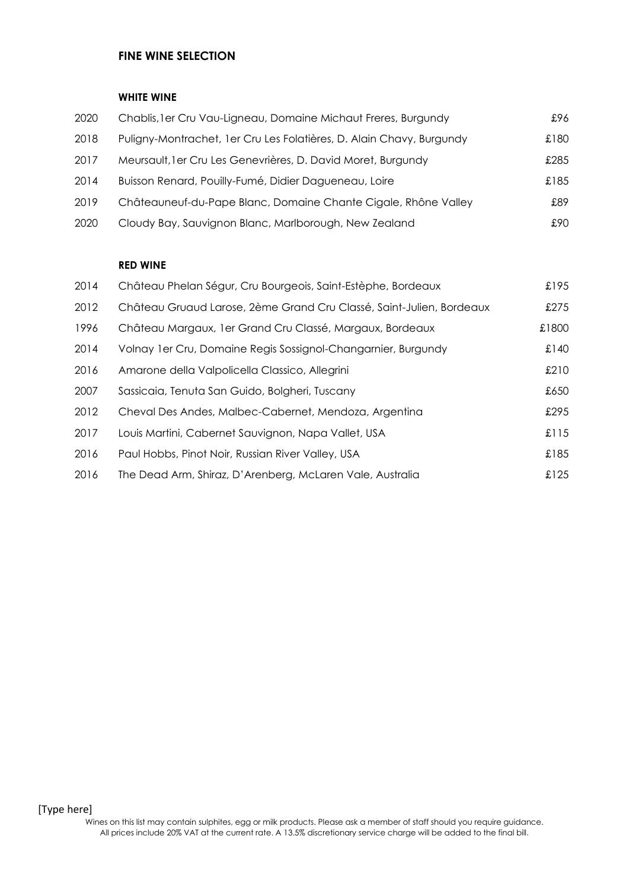## FINE WINE SELECTION

### WHITE WINE

| | | |
|---|---|---|
| 2020 | Chablis,1er Cru Vau-Ligneau, Domaine Michaut Freres, Burgundy | £96 |
| 2018 | Puligny-Montrachet, 1er Cru Les Folatières, D. Alain Chavy, Burgundy | £180 |
| 2017 | Meursault,1er Cru Les Genevrières, D. David Moret, Burgundy | £285 |
| 2014 | Buisson Renard, Pouilly-Fumé, Didier Dagueneau, Loire | £185 |
| 2019 | Châteauneuf-du-Pape Blanc, Domaine Chante Cigale, Rhône Valley | £89 |
| 2020 | Cloudy Bay, Sauvignon Blanc, Marlborough, New Zealand | £90 |

### RED WINE

| | | |
|---|---|---|
| 2014 | Château Phelan Ségur, Cru Bourgeois, Saint-Estèphe, Bordeaux | £195 |
| 2012 | Château Gruaud Larose, 2ème Grand Cru Classé, Saint-Julien, Bordeaux | £275 |
| 1996 | Château Margaux, 1er Grand Cru Classé, Margaux, Bordeaux | £1800 |
| 2014 | Volnay 1er Cru, Domaine Regis Sossignol-Changarnier, Burgundy | £140 |
| 2016 | Amarone della Valpolicella Classico, Allegrini | £210 |
| 2007 | Sassicaia, Tenuta San Guido, Bolgheri, Tuscany | £650 |
| 2012 | Cheval Des Andes, Malbec-Cabernet, Mendoza, Argentina | £295 |
| 2017 | Louis Martini, Cabernet Sauvignon, Napa Vallet, USA | £115 |
| 2016 | Paul Hobbs, Pinot Noir, Russian River Valley, USA | £185 |
| 2016 | The Dead Arm, Shiraz, D'Arenberg, McLaren Vale, Australia | £125 |

[Type here]

Wines on this list may contain sulphites, egg or milk products. Please ask a member of staff should you require guidance.
All prices include 20% VAT at the current rate. A 13.5% discretionary service charge will be added to the final bill.